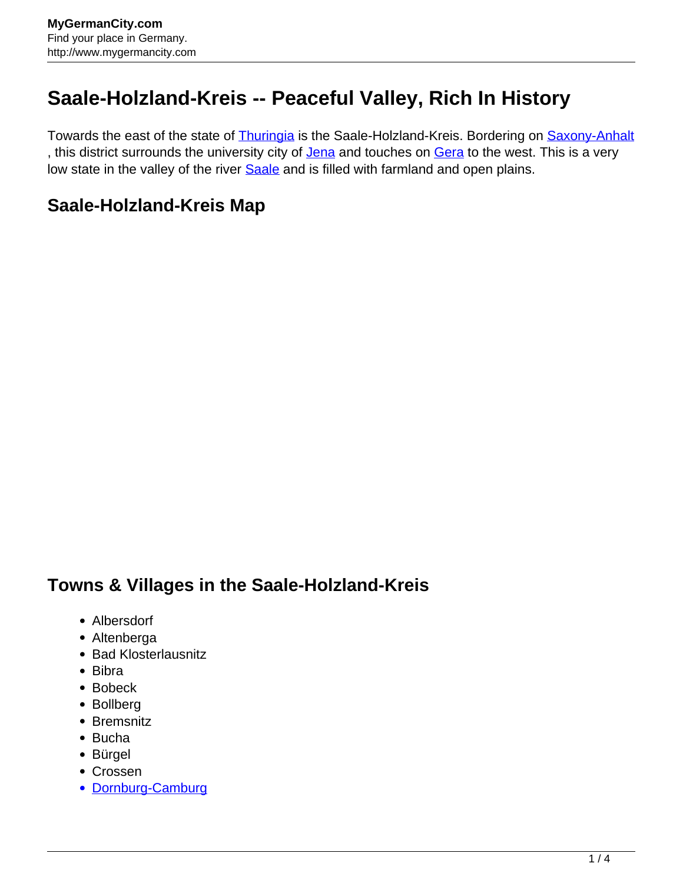# Saale-Holzland-Kreis -- Peaceful Valley, Rich In History

Towards the east of the state of Thuringia is the Saale-Holzland-Kreis. Bordering on Saxony-Anhalt , this district surrounds the university city of Jena and touches on Gera to the west. This is a very low state in the valley of the river Saale and is filled with farmland and open plains.

## Saale-Holzland-Kreis Map

## Towns & Villages in the Saale-Holzland-Kreis

- Albersdorf
- Altenberga
- Bad Klosterlausnitz
- Bibra
- Bobeck
- Bollberg
- Bremsnitz
- Bucha
- Bürgel
- Crossen
- Dornburg-Camburg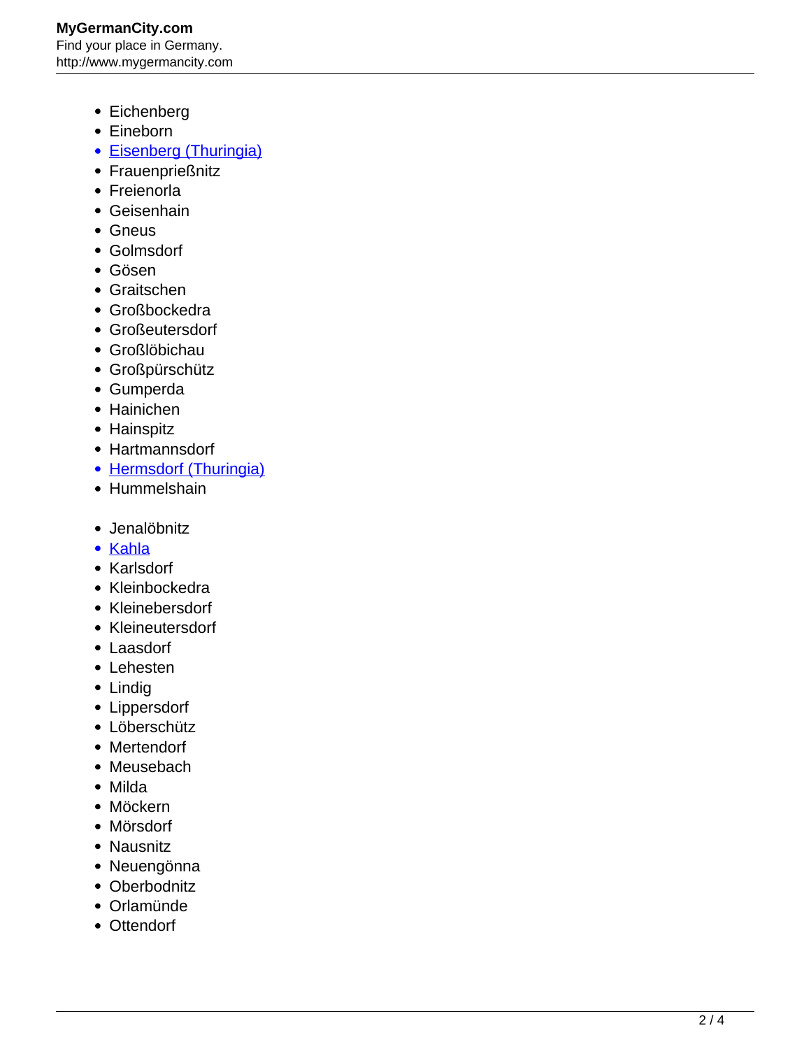- Eichenberg
- Eineborn
- [Eisenberg (Thuringia)]()
- Frauenprießnitz
- Freienorla
- Geisenhain
- Gneus
- Golmsdorf
- Gösen
- Graitschen
- Großbockedra
- Großeutersdorf
- Großlöbichau
- Großpürschütz
- Gumperda
- Hainichen
- Hainspitz
- Hartmannsdorf
- [Hermsdorf (Thuringia)]()
- Hummelshain

- Jenalöbnitz
- [Kahla]()
- Karlsdorf
- Kleinbockedra
- Kleinebersdorf
- Kleineutersdorf
- Laasdorf
- Lehesten
- Lindig
- Lippersdorf
- Löberschütz
- Mertendorf
- Meusebach
- Milda
- Möckern
- Mörsdorf
- Nausnitz
- Neuengönna
- Oberbodnitz
- Orlamünde
- Ottendorf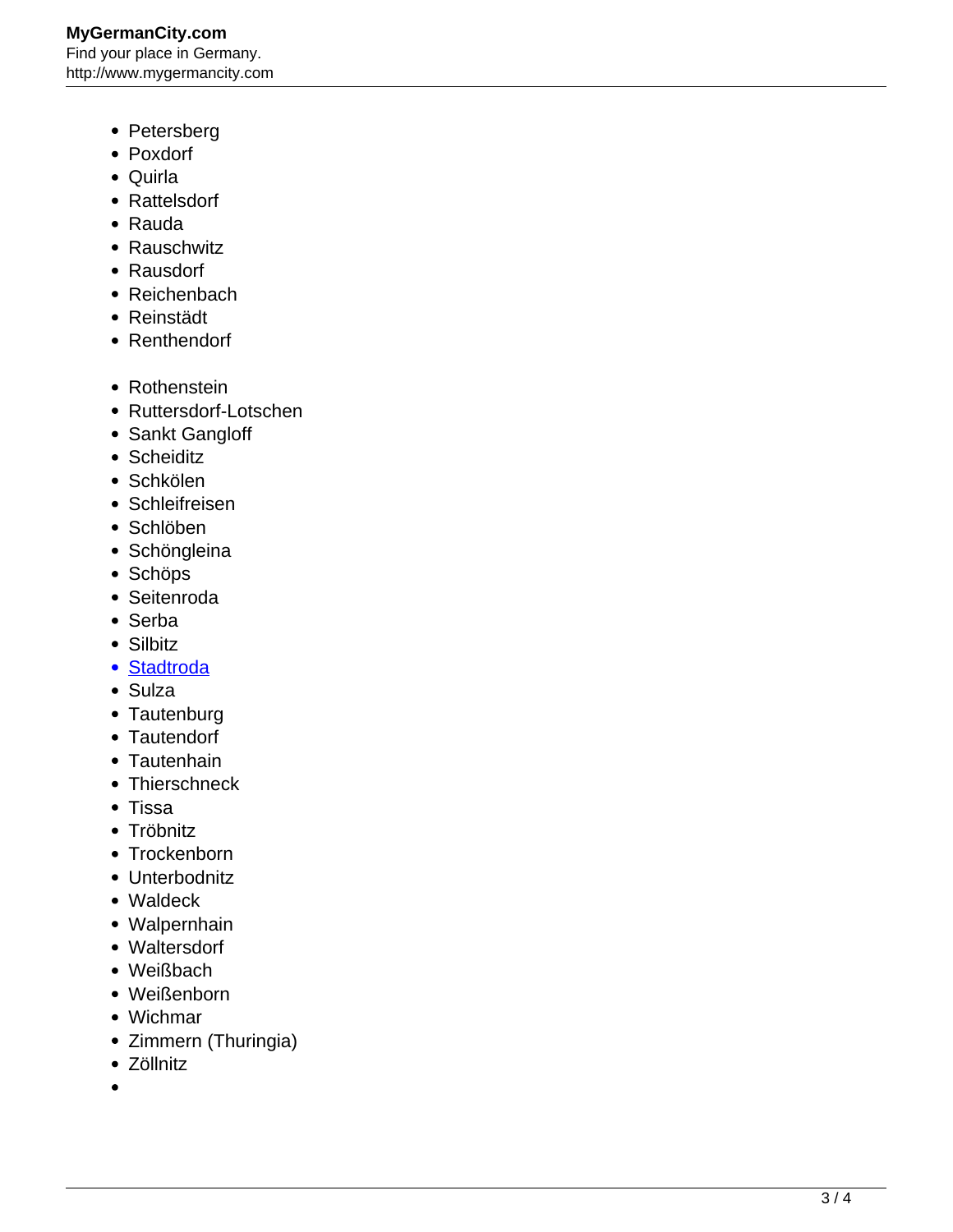- Petersberg
- Poxdorf
- Quirla
- Rattelsdorf
- Rauda
- Rauschwitz
- Rausdorf
- Reichenbach
- Reinstädt
- Renthendorf

- Rothenstein
- Ruttersdorf-Lotschen
- Sankt Gangloff
- Scheiditz
- Schkölen
- Schleifreisen
- Schlöben
- Schöngleina
- Schöps
- Seitenroda
- Serba
- Silbitz
- Stadtroda
- Sulza
- Tautenburg
- Tautendorf
- Tautenhain
- Thierschneck
- Tissa
- Tröbnitz
- Trockenborn
- Unterbodnitz
- Waldeck
- Walpernhain
- Waltersdorf
- Weißbach
- Weißenborn
- Wichmar
- Zimmern (Thuringia)
- Zöllnitz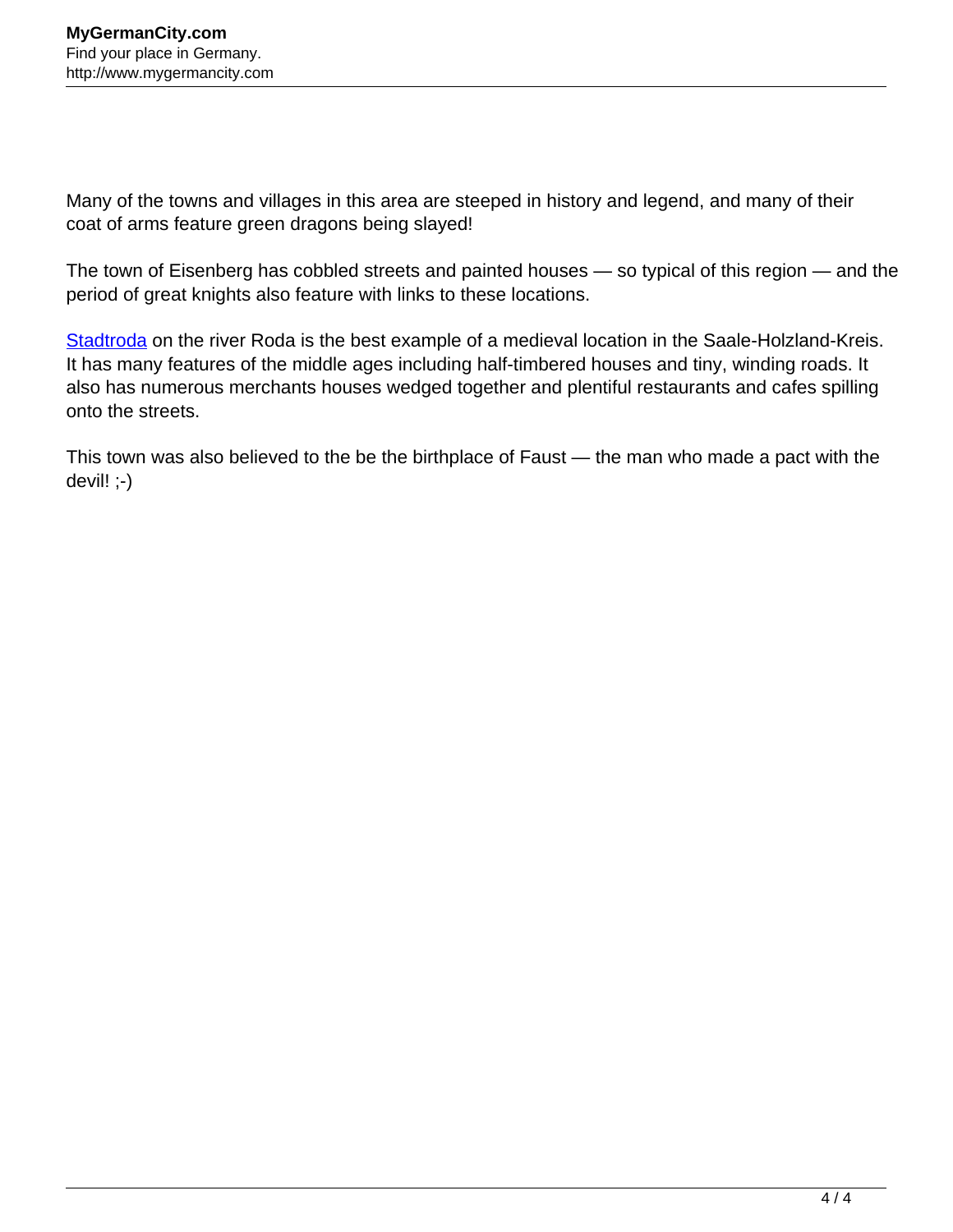Many of the towns and villages in this area are steeped in history and legend, and many of their coat of arms feature green dragons being slayed!

The town of Eisenberg has cobbled streets and painted houses — so typical of this region — and the period of great knights also feature with links to these locations.

Stadtroda on the river Roda is the best example of a medieval location in the Saale-Holzland-Kreis. It has many features of the middle ages including half-timbered houses and tiny, winding roads. It also has numerous merchants houses wedged together and plentiful restaurants and cafes spilling onto the streets.

This town was also believed to the be the birthplace of Faust — the man who made a pact with the devil! ;-)